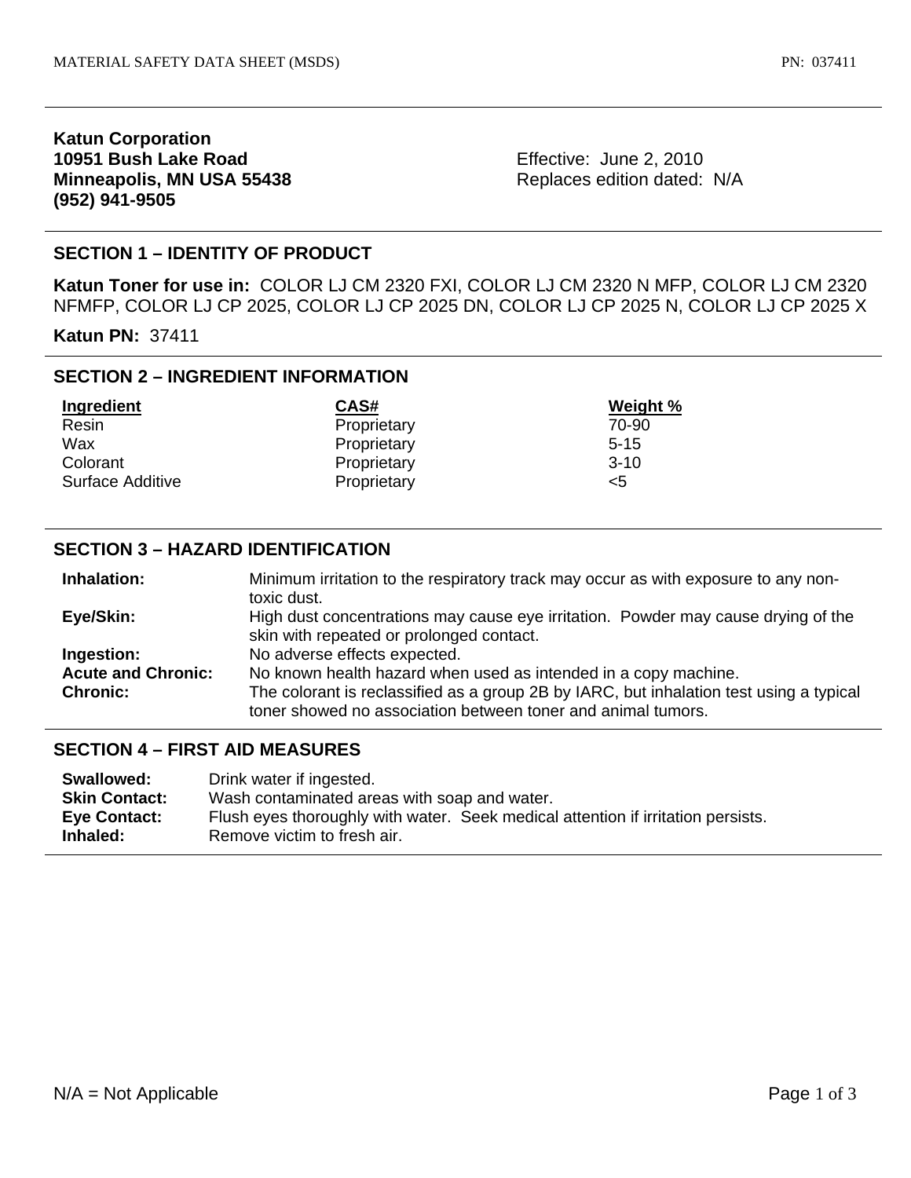**Katun Corporation**
**10951 Bush Lake Road**
**Minneapolis, MN USA 55438**
**(952) 941-9505**

Effective: June 2, 2010
Replaces edition dated: N/A

## SECTION 1 – IDENTITY OF PRODUCT

**Katun Toner for use in:** COLOR LJ CM 2320 FXI, COLOR LJ CM 2320 N MFP, COLOR LJ CM 2320 NFMFP, COLOR LJ CP 2025, COLOR LJ CP 2025 DN, COLOR LJ CP 2025 N, COLOR LJ CP 2025 X

**Katun PN:** 37411

## SECTION 2 – INGREDIENT INFORMATION

| Ingredient | CAS# | Weight % |
|---|---|---|
| Resin | Proprietary | 70-90 |
| Wax | Proprietary | 5-15 |
| Colorant | Proprietary | 3-10 |
| Surface Additive | Proprietary | <5 |

## SECTION 3 – HAZARD IDENTIFICATION

**Inhalation:** Minimum irritation to the respiratory track may occur as with exposure to any non-toxic dust.

**Eye/Skin:** High dust concentrations may cause eye irritation. Powder may cause drying of the skin with repeated or prolonged contact.

**Ingestion:** No adverse effects expected.

**Acute and Chronic:** No known health hazard when used as intended in a copy machine.

**Chronic:** The colorant is reclassified as a group 2B by IARC, but inhalation test using a typical toner showed no association between toner and animal tumors.

## SECTION 4 – FIRST AID MEASURES

**Swallowed:** Drink water if ingested.

**Skin Contact:** Wash contaminated areas with soap and water.

**Eye Contact:** Flush eyes thoroughly with water. Seek medical attention if irritation persists.

**Inhaled:** Remove victim to fresh air.

N/A = Not Applicable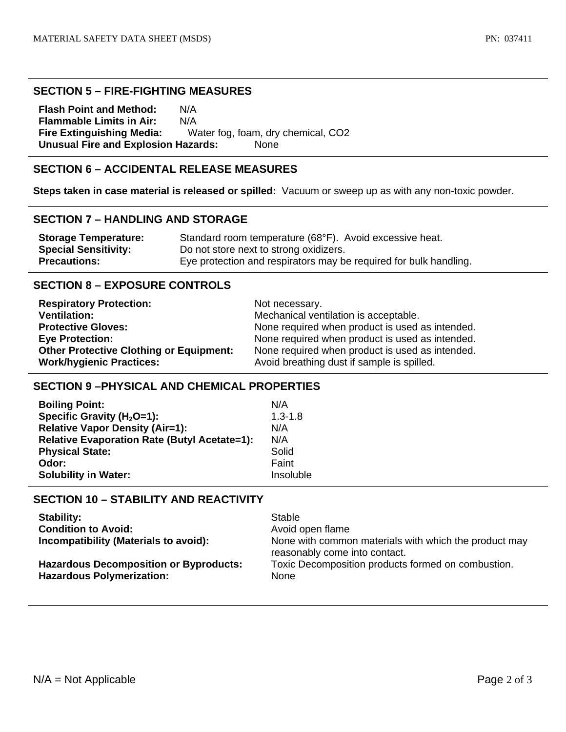## SECTION 5 – FIRE-FIGHTING MEASURES

**Flash Point and Method:** N/A
**Flammable Limits in Air:** N/A
**Fire Extinguishing Media:** Water fog, foam, dry chemical, $CO_2$
**Unusual Fire and Explosion Hazards:** None

## SECTION 6 – ACCIDENTAL RELEASE MEASURES

**Steps taken in case material is released or spilled:** Vacuum or sweep up as with any non-toxic powder.

## SECTION 7 – HANDLING AND STORAGE

**Storage Temperature:** Standard room temperature (68°F). Avoid excessive heat.
**Special Sensitivity:** Do not store next to strong oxidizers.
**Precautions:** Eye protection and respirators may be required for bulk handling.

## SECTION 8 – EXPOSURE CONTROLS

**Respiratory Protection:** Not necessary.
**Ventilation:** Mechanical ventilation is acceptable.
**Protective Gloves:** None required when product is used as intended.
**Eye Protection:** None required when product is used as intended.
**Other Protective Clothing or Equipment:** None required when product is used as intended.
**Work/hygienic Practices:** Avoid breathing dust if sample is spilled.

## SECTION 9 –PHYSICAL AND CHEMICAL PROPERTIES

**Boiling Point:** N/A
**Specific Gravity ($H_2O$=1):** 1.3-1.8
**Relative Vapor Density (Air=1):** N/A
**Relative Evaporation Rate (Butyl Acetate=1):** N/A
**Physical State:** Solid
**Odor:** Faint
**Solubility in Water:** Insoluble

## SECTION 10 – STABILITY AND REACTIVITY

**Stability:** Stable
**Condition to Avoid:** Avoid open flame
**Incompatibility (Materials to avoid):** None with common materials with which the product may reasonably come into contact.
**Hazardous Decomposition or Byproducts:** Toxic Decomposition products formed on combustion.
**Hazardous Polymerization:** None

N/A = Not Applicable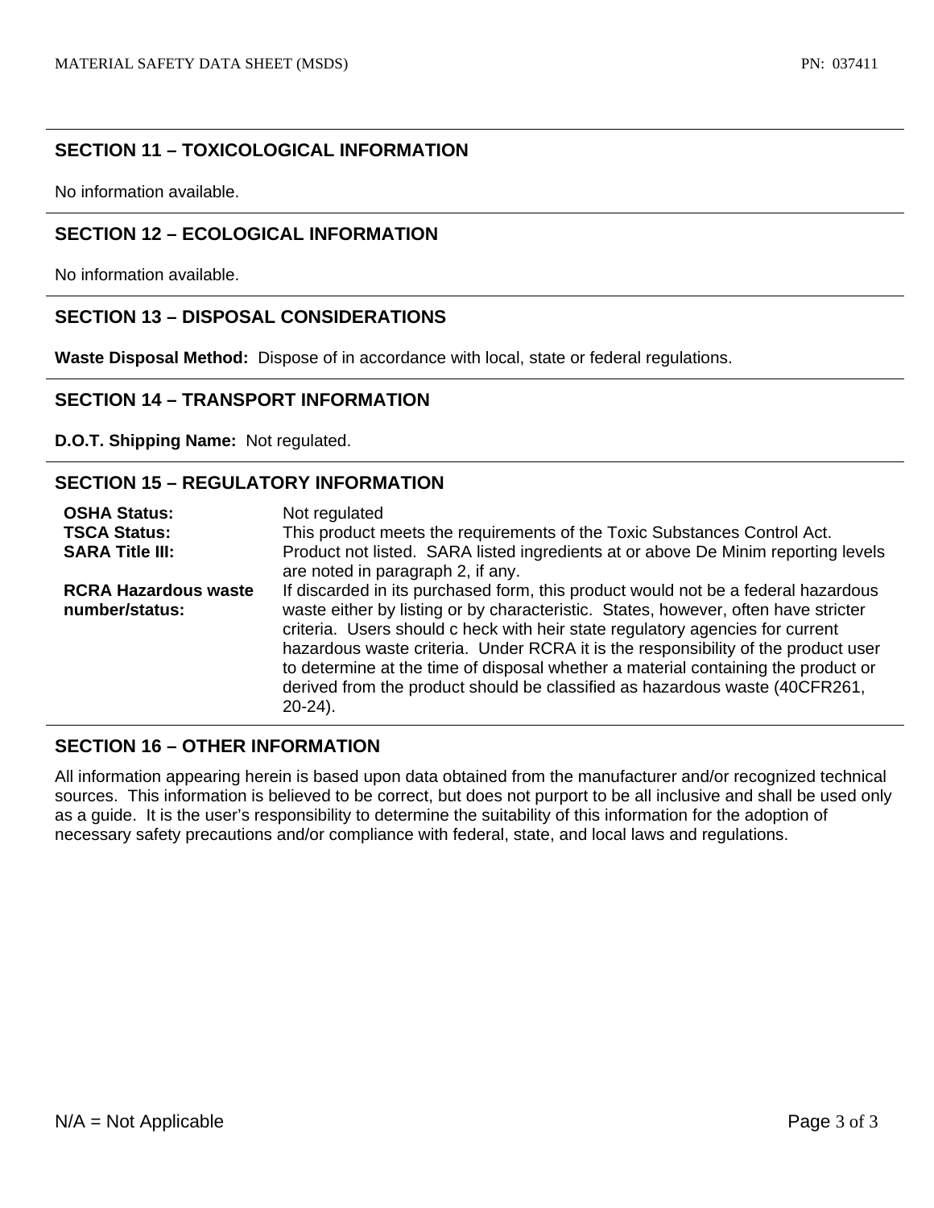## SECTION 11 – TOXICOLOGICAL INFORMATION

No information available.

## SECTION 12 – ECOLOGICAL INFORMATION

No information available.

## SECTION 13 – DISPOSAL CONSIDERATIONS

**Waste Disposal Method:** Dispose of in accordance with local, state or federal regulations.

## SECTION 14 – TRANSPORT INFORMATION

**D.O.T. Shipping Name:** Not regulated.

## SECTION 15 – REGULATORY INFORMATION

| | |
|---|---|
| **OSHA Status:** | Not regulated |
| **TSCA Status:** | This product meets the requirements of the Toxic Substances Control Act. |
| **SARA Title III:** | Product not listed. SARA listed ingredients at or above De Minim reporting levels are noted in paragraph 2, if any. |
| **RCRA Hazardous waste number/status:** | If discarded in its purchased form, this product would not be a federal hazardous waste either by listing or by characteristic. States, however, often have stricter criteria. Users should c heck with heir state regulatory agencies for current hazardous waste criteria. Under RCRA it is the responsibility of the product user to determine at the time of disposal whether a material containing the product or derived from the product should be classified as hazardous waste (40CFR261, 20-24). |

## SECTION 16 – OTHER INFORMATION

All information appearing herein is based upon data obtained from the manufacturer and/or recognized technical sources. This information is believed to be correct, but does not purport to be all inclusive and shall be used only as a guide. It is the user's responsibility to determine the suitability of this information for the adoption of necessary safety precautions and/or compliance with federal, state, and local laws and regulations.

N/A = Not Applicable